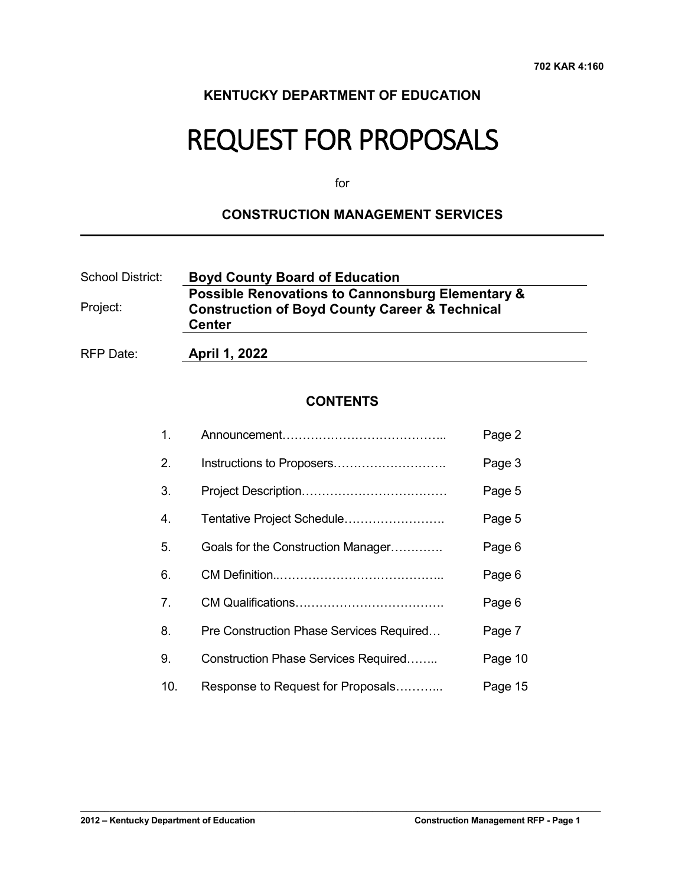**702 KAR 4:160**

**KENTUCKY DEPARTMENT OF EDUCATION**

# REQUEST FOR PROPOSALS

for

## CONSTRUCTION MANAGEMENT SERVICES

| | |
|---|---|
| School District: | **Boyd County Board of Education** |
| Project: | **Possible Renovations to Cannonsburg Elementary & Construction of Boyd County Career & Technical Center** |
| RFP Date: | **April 1, 2022** |

**CONTENTS**

| | | |
|---|---|---|
| 1. | Announcement………………………………….. | Page 2 |
| 2. | Instructions to Proposers………………………. | Page 3 |
| 3. | Project Description……………………………… | Page 5 |
| 4. | Tentative Project Schedule……………………. | Page 5 |
| 5. | Goals for the Construction Manager…………. | Page 6 |
| 6. | CM Definition..………………………………….. | Page 6 |
| 7. | CM Qualifications………………………………. | Page 6 |
| 8. | Pre Construction Phase Services Required… | Page 7 |
| 9. | Construction Phase Services Required…….. | Page 10 |
| 10. | Response to Request for Proposals………... | Page 15 |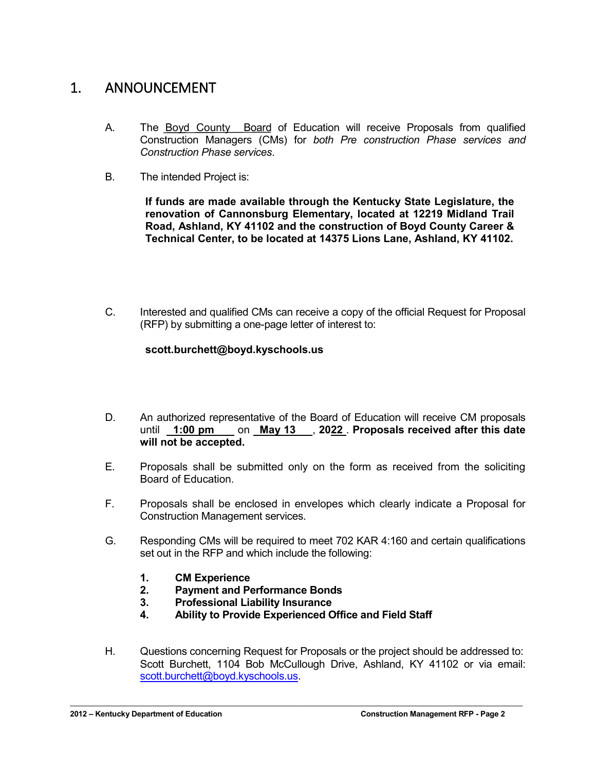# 1. ANNOUNCEMENT

A. The Boyd County Board of Education will receive Proposals from qualified Construction Managers (CMs) for *both Pre construction Phase services and Construction Phase services*.

B. The intended Project is:

   **If funds are made available through the Kentucky State Legislature, the renovation of Cannonsburg Elementary, located at 12219 Midland Trail Road, Ashland, KY 41102 and the construction of Boyd County Career & Technical Center, to be located at 14375 Lions Lane, Ashland, KY 41102.**

C. Interested and qualified CMs can receive a copy of the official Request for Proposal (RFP) by submitting a one-page letter of interest to:

   **scott.burchett@boyd.kyschools.us**

D. An authorized representative of the Board of Education will receive CM proposals until **1:00 pm** on **May 13**, **2022**. **Proposals received after this date will not be accepted.**

E. Proposals shall be submitted only on the form as received from the soliciting Board of Education.

F. Proposals shall be enclosed in envelopes which clearly indicate a Proposal for Construction Management services.

G. Responding CMs will be required to meet 702 KAR 4:160 and certain qualifications set out in the RFP and which include the following:

   1. **CM Experience**
   2. **Payment and Performance Bonds**
   3. **Professional Liability Insurance**
   4. **Ability to Provide Experienced Office and Field Staff**

H. Questions concerning Request for Proposals or the project should be addressed to: Scott Burchett, 1104 Bob McCullough Drive, Ashland, KY 41102 or via email: scott.burchett@boyd.kyschools.us.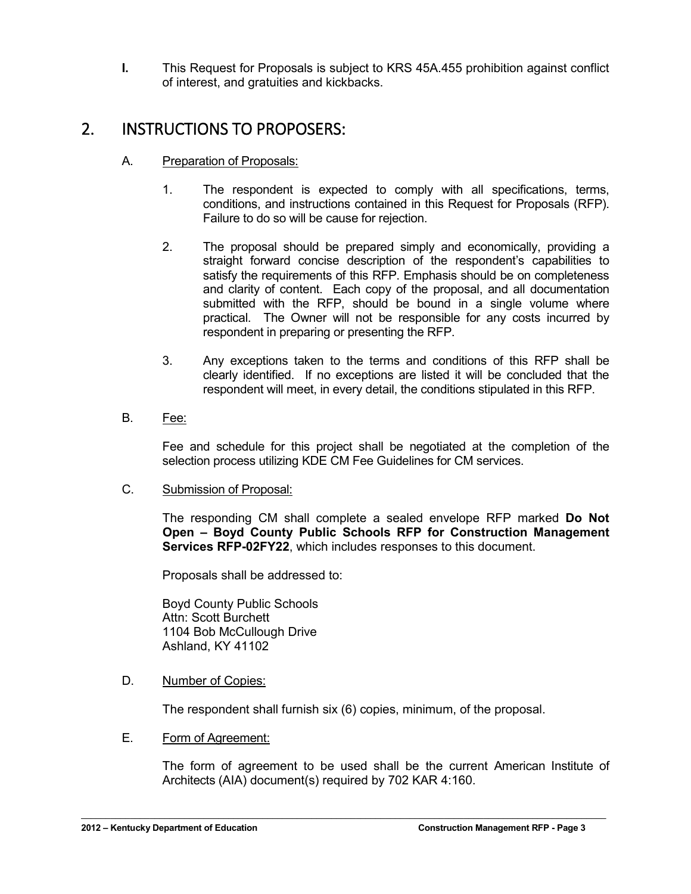**I.** This Request for Proposals is subject to KRS 45A.455 prohibition against conflict of interest, and gratuities and kickbacks.

## 2. INSTRUCTIONS TO PROPOSERS:

A. Preparation of Proposals:

1. The respondent is expected to comply with all specifications, terms, conditions, and instructions contained in this Request for Proposals (RFP). Failure to do so will be cause for rejection.

2. The proposal should be prepared simply and economically, providing a straight forward concise description of the respondent's capabilities to satisfy the requirements of this RFP. Emphasis should be on completeness and clarity of content. Each copy of the proposal, and all documentation submitted with the RFP, should be bound in a single volume where practical. The Owner will not be responsible for any costs incurred by respondent in preparing or presenting the RFP.

3. Any exceptions taken to the terms and conditions of this RFP shall be clearly identified. If no exceptions are listed it will be concluded that the respondent will meet, in every detail, the conditions stipulated in this RFP.

B. Fee:

Fee and schedule for this project shall be negotiated at the completion of the selection process utilizing KDE CM Fee Guidelines for CM services.

C. Submission of Proposal:

The responding CM shall complete a sealed envelope RFP marked **Do Not Open – Boyd County Public Schools RFP for Construction Management Services RFP-02FY22**, which includes responses to this document.

Proposals shall be addressed to:

Boyd County Public Schools
Attn: Scott Burchett
1104 Bob McCullough Drive
Ashland, KY 41102

D. Number of Copies:

The respondent shall furnish six (6) copies, minimum, of the proposal.

E. Form of Agreement:

The form of agreement to be used shall be the current American Institute of Architects (AIA) document(s) required by 702 KAR 4:160.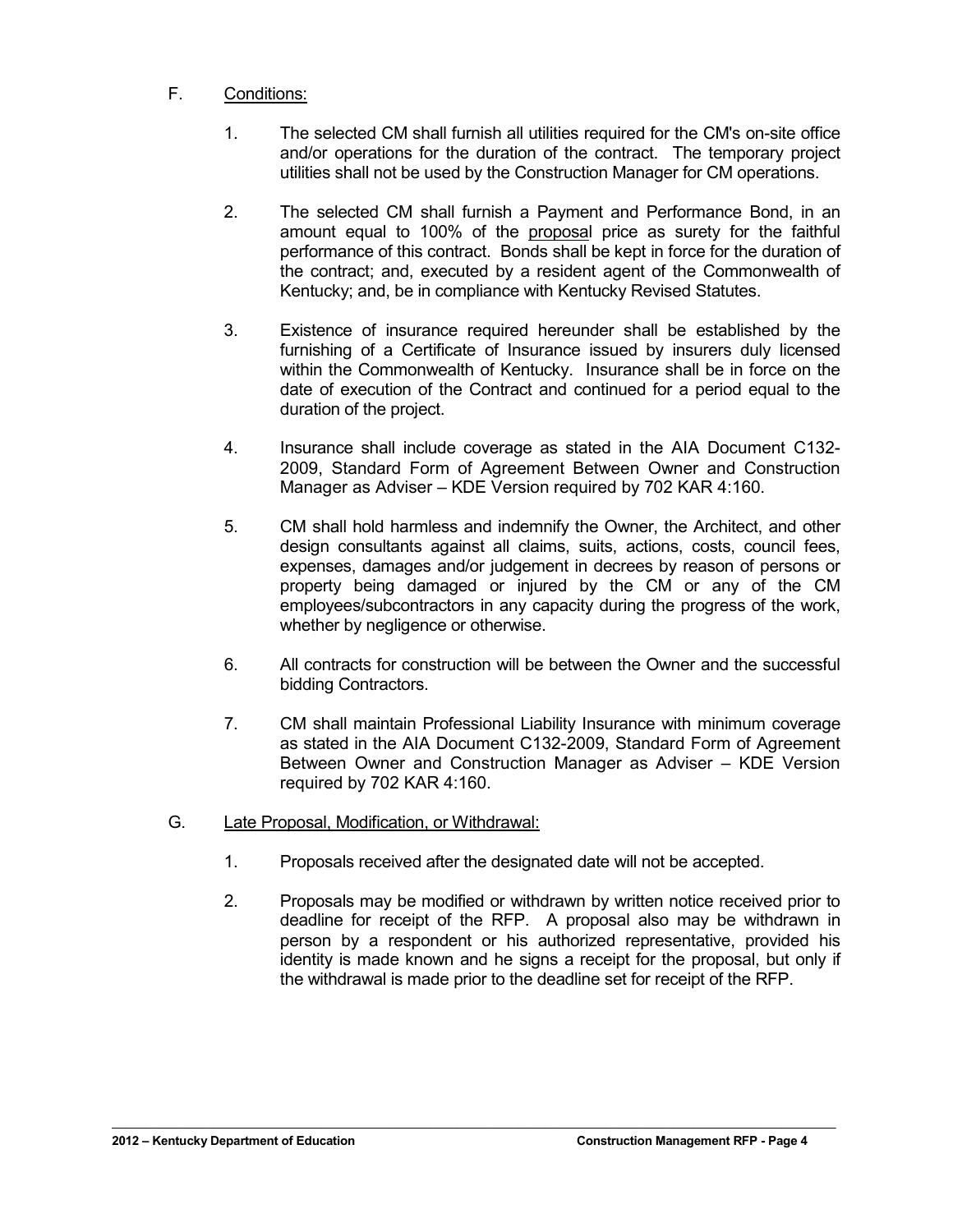F. Conditions:

1. The selected CM shall furnish all utilities required for the CM's on-site office and/or operations for the duration of the contract. The temporary project utilities shall not be used by the Construction Manager for CM operations.

2. The selected CM shall furnish a Payment and Performance Bond, in an amount equal to 100% of the proposal price as surety for the faithful performance of this contract. Bonds shall be kept in force for the duration of the contract; and, executed by a resident agent of the Commonwealth of Kentucky; and, be in compliance with Kentucky Revised Statutes.

3. Existence of insurance required hereunder shall be established by the furnishing of a Certificate of Insurance issued by insurers duly licensed within the Commonwealth of Kentucky. Insurance shall be in force on the date of execution of the Contract and continued for a period equal to the duration of the project.

4. Insurance shall include coverage as stated in the AIA Document C132-2009, Standard Form of Agreement Between Owner and Construction Manager as Adviser – KDE Version required by 702 KAR 4:160.

5. CM shall hold harmless and indemnify the Owner, the Architect, and other design consultants against all claims, suits, actions, costs, council fees, expenses, damages and/or judgement in decrees by reason of persons or property being damaged or injured by the CM or any of the CM employees/subcontractors in any capacity during the progress of the work, whether by negligence or otherwise.

6. All contracts for construction will be between the Owner and the successful bidding Contractors.

7. CM shall maintain Professional Liability Insurance with minimum coverage as stated in the AIA Document C132-2009, Standard Form of Agreement Between Owner and Construction Manager as Adviser – KDE Version required by 702 KAR 4:160.

G. Late Proposal, Modification, or Withdrawal:

1. Proposals received after the designated date will not be accepted.

2. Proposals may be modified or withdrawn by written notice received prior to deadline for receipt of the RFP. A proposal also may be withdrawn in person by a respondent or his authorized representative, provided his identity is made known and he signs a receipt for the proposal, but only if the withdrawal is made prior to the deadline set for receipt of the RFP.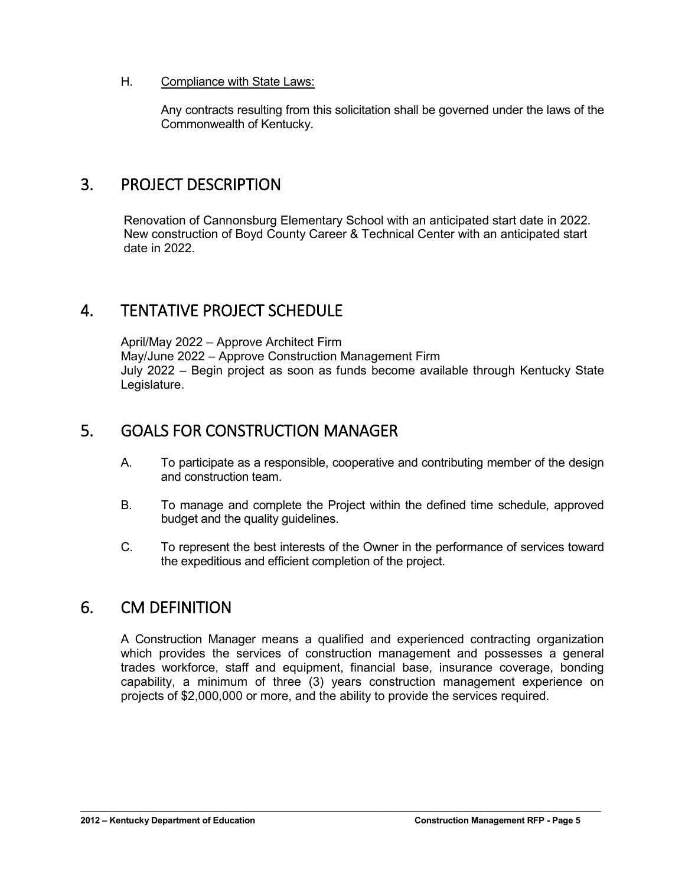H. Compliance with State Laws:

Any contracts resulting from this solicitation shall be governed under the laws of the Commonwealth of Kentucky.

## 3. PROJECT DESCRIPTION

Renovation of Cannonsburg Elementary School with an anticipated start date in 2022. New construction of Boyd County Career & Technical Center with an anticipated start date in 2022.

## 4. TENTATIVE PROJECT SCHEDULE

April/May 2022 – Approve Architect Firm
May/June 2022 – Approve Construction Management Firm
July 2022 – Begin project as soon as funds become available through Kentucky State Legislature.

## 5. GOALS FOR CONSTRUCTION MANAGER

A. To participate as a responsible, cooperative and contributing member of the design and construction team.

B. To manage and complete the Project within the defined time schedule, approved budget and the quality guidelines.

C. To represent the best interests of the Owner in the performance of services toward the expeditious and efficient completion of the project.

## 6. CM DEFINITION

A Construction Manager means a qualified and experienced contracting organization which provides the services of construction management and possesses a general trades workforce, staff and equipment, financial base, insurance coverage, bonding capability, a minimum of three (3) years construction management experience on projects of $2,000,000 or more, and the ability to provide the services required.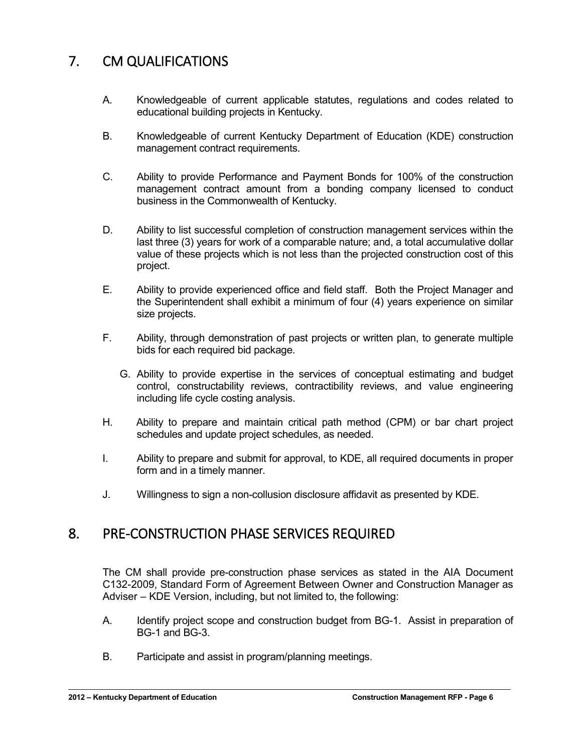## 7. CM QUALIFICATIONS

A. Knowledgeable of current applicable statutes, regulations and codes related to educational building projects in Kentucky.

B. Knowledgeable of current Kentucky Department of Education (KDE) construction management contract requirements.

C. Ability to provide Performance and Payment Bonds for 100% of the construction management contract amount from a bonding company licensed to conduct business in the Commonwealth of Kentucky.

D. Ability to list successful completion of construction management services within the last three (3) years for work of a comparable nature; and, a total accumulative dollar value of these projects which is not less than the projected construction cost of this project.

E. Ability to provide experienced office and field staff. Both the Project Manager and the Superintendent shall exhibit a minimum of four (4) years experience on similar size projects.

F. Ability, through demonstration of past projects or written plan, to generate multiple bids for each required bid package.

G. Ability to provide expertise in the services of conceptual estimating and budget control, constructability reviews, contractibility reviews, and value engineering including life cycle costing analysis.

H. Ability to prepare and maintain critical path method (CPM) or bar chart project schedules and update project schedules, as needed.

I. Ability to prepare and submit for approval, to KDE, all required documents in proper form and in a timely manner.

J. Willingness to sign a non-collusion disclosure affidavit as presented by KDE.

## 8. PRE-CONSTRUCTION PHASE SERVICES REQUIRED

The CM shall provide pre-construction phase services as stated in the AIA Document C132-2009, Standard Form of Agreement Between Owner and Construction Manager as Adviser – KDE Version, including, but not limited to, the following:

A. Identify project scope and construction budget from BG-1. Assist in preparation of BG-1 and BG-3.

B. Participate and assist in program/planning meetings.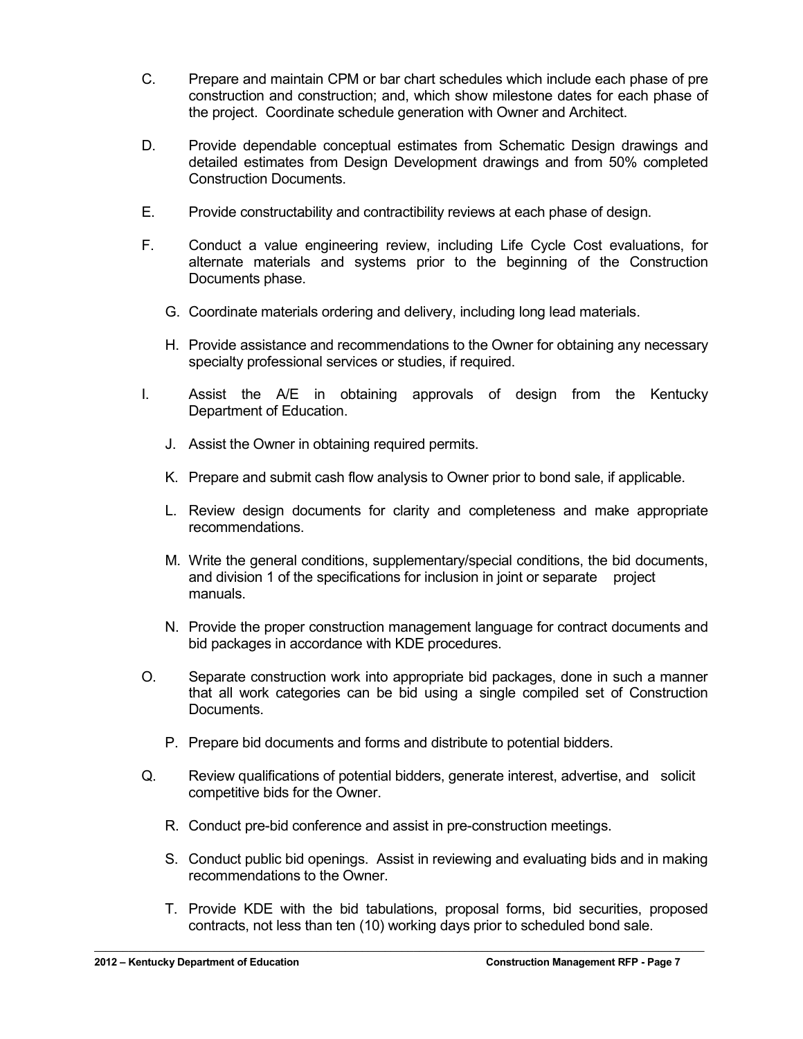C. Prepare and maintain CPM or bar chart schedules which include each phase of pre construction and construction; and, which show milestone dates for each phase of the project. Coordinate schedule generation with Owner and Architect.

D. Provide dependable conceptual estimates from Schematic Design drawings and detailed estimates from Design Development drawings and from 50% completed Construction Documents.

E. Provide constructability and contractibility reviews at each phase of design.

F. Conduct a value engineering review, including Life Cycle Cost evaluations, for alternate materials and systems prior to the beginning of the Construction Documents phase.

G. Coordinate materials ordering and delivery, including long lead materials.

H. Provide assistance and recommendations to the Owner for obtaining any necessary specialty professional services or studies, if required.

I. Assist the A/E in obtaining approvals of design from the Kentucky Department of Education.

J. Assist the Owner in obtaining required permits.

K. Prepare and submit cash flow analysis to Owner prior to bond sale, if applicable.

L. Review design documents for clarity and completeness and make appropriate recommendations.

M. Write the general conditions, supplementary/special conditions, the bid documents, and division 1 of the specifications for inclusion in joint or separate project manuals.

N. Provide the proper construction management language for contract documents and bid packages in accordance with KDE procedures.

O. Separate construction work into appropriate bid packages, done in such a manner that all work categories can be bid using a single compiled set of Construction Documents.

P. Prepare bid documents and forms and distribute to potential bidders.

Q. Review qualifications of potential bidders, generate interest, advertise, and solicit competitive bids for the Owner.

R. Conduct pre-bid conference and assist in pre-construction meetings.

S. Conduct public bid openings. Assist in reviewing and evaluating bids and in making recommendations to the Owner.

T. Provide KDE with the bid tabulations, proposal forms, bid securities, proposed contracts, not less than ten (10) working days prior to scheduled bond sale.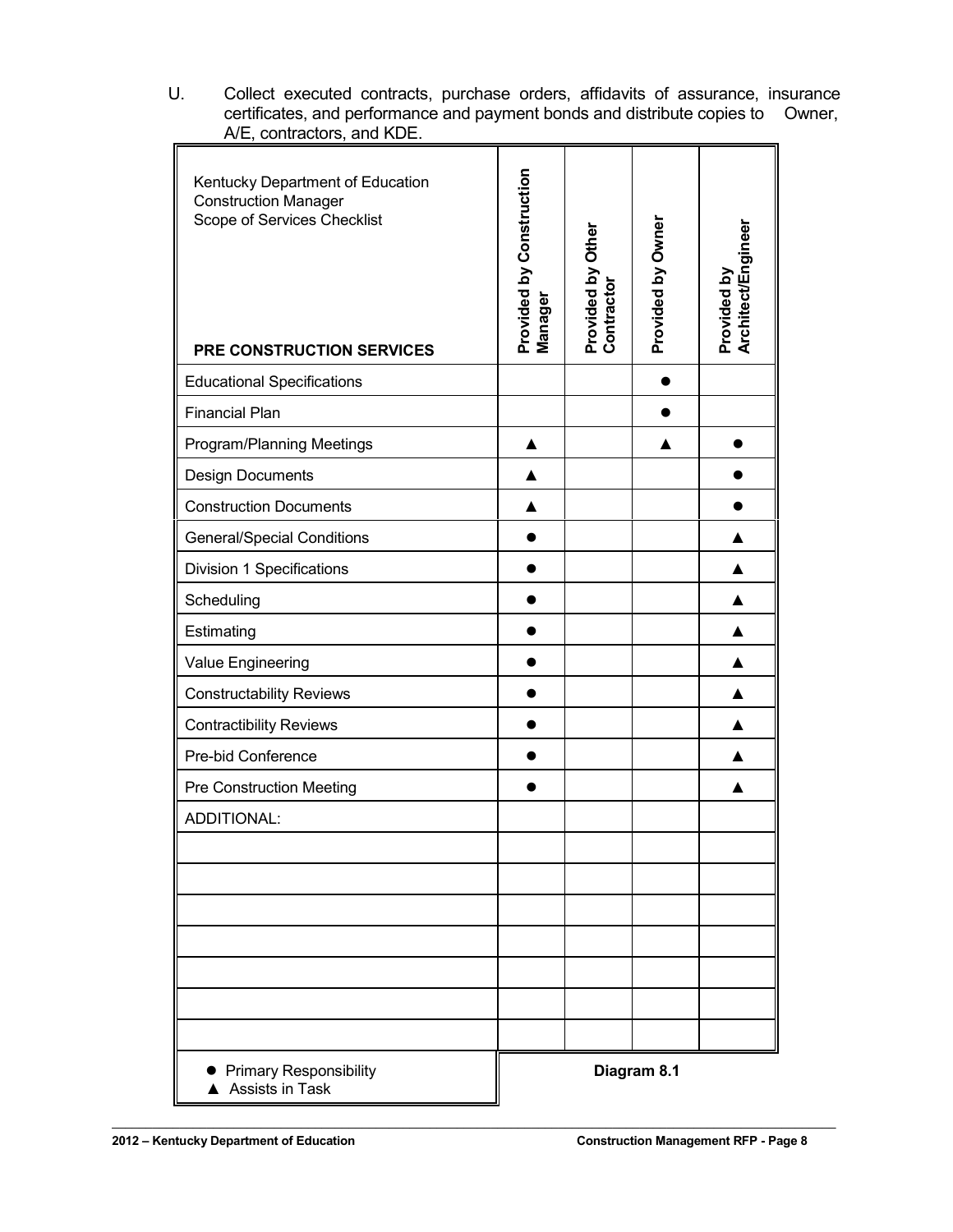U. Collect executed contracts, purchase orders, affidavits of assurance, insurance certificates, and performance and payment bonds and distribute copies to Owner, A/E, contractors, and KDE.

| Kentucky Department of Education Construction Manager Scope of Services Checklist<br><br>**PRE CONSTRUCTION SERVICES** | **Provided by Construction Manager** | **Provided by Other Contractor** | **Provided by Owner** | **Provided by Architect/Engineer** |
|---|---|---|---|---|
| Educational Specifications | | | ● | |
| Financial Plan | | | ● | |
| Program/Planning Meetings | ▲ | | ▲ | ● |
| Design Documents | ▲ | | | ● |
| Construction Documents | ▲ | | | ● |
| General/Special Conditions | ● | | | ▲ |
| Division 1 Specifications | ● | | | ▲ |
| Scheduling | ● | | | ▲ |
| Estimating | ● | | | ▲ |
| Value Engineering | ● | | | ▲ |
| Constructability Reviews | ● | | | ▲ |
| Contractibility Reviews | ● | | | ▲ |
| Pre-bid Conference | ● | | | ▲ |
| Pre Construction Meeting | ● | | | ▲ |
| ADDITIONAL: | | | | |
| | | | | |
| | | | | |
| | | | | |
| | | | | |
| | | | | |
| | | | | |
| | | | | |

● Primary Responsibility
▲ Assists in Task

**Diagram 8.1**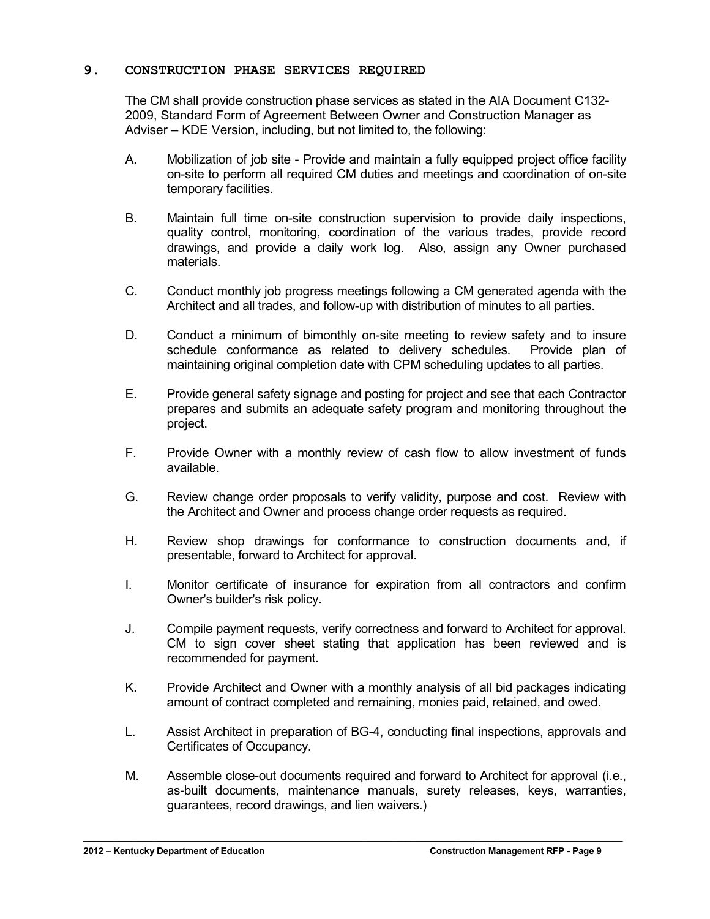## 9. CONSTRUCTION PHASE SERVICES REQUIRED

The CM shall provide construction phase services as stated in the AIA Document C132-2009, Standard Form of Agreement Between Owner and Construction Manager as Adviser – KDE Version, including, but not limited to, the following:

A. Mobilization of job site - Provide and maintain a fully equipped project office facility on-site to perform all required CM duties and meetings and coordination of on-site temporary facilities.

B. Maintain full time on-site construction supervision to provide daily inspections, quality control, monitoring, coordination of the various trades, provide record drawings, and provide a daily work log. Also, assign any Owner purchased materials.

C. Conduct monthly job progress meetings following a CM generated agenda with the Architect and all trades, and follow-up with distribution of minutes to all parties.

D. Conduct a minimum of bimonthly on-site meeting to review safety and to insure schedule conformance as related to delivery schedules. Provide plan of maintaining original completion date with CPM scheduling updates to all parties.

E. Provide general safety signage and posting for project and see that each Contractor prepares and submits an adequate safety program and monitoring throughout the project.

F. Provide Owner with a monthly review of cash flow to allow investment of funds available.

G. Review change order proposals to verify validity, purpose and cost. Review with the Architect and Owner and process change order requests as required.

H. Review shop drawings for conformance to construction documents and, if presentable, forward to Architect for approval.

I. Monitor certificate of insurance for expiration from all contractors and confirm Owner's builder's risk policy.

J. Compile payment requests, verify correctness and forward to Architect for approval. CM to sign cover sheet stating that application has been reviewed and is recommended for payment.

K. Provide Architect and Owner with a monthly analysis of all bid packages indicating amount of contract completed and remaining, monies paid, retained, and owed.

L. Assist Architect in preparation of BG-4, conducting final inspections, approvals and Certificates of Occupancy.

M. Assemble close-out documents required and forward to Architect for approval (i.e., as-built documents, maintenance manuals, surety releases, keys, warranties, guarantees, record drawings, and lien waivers.)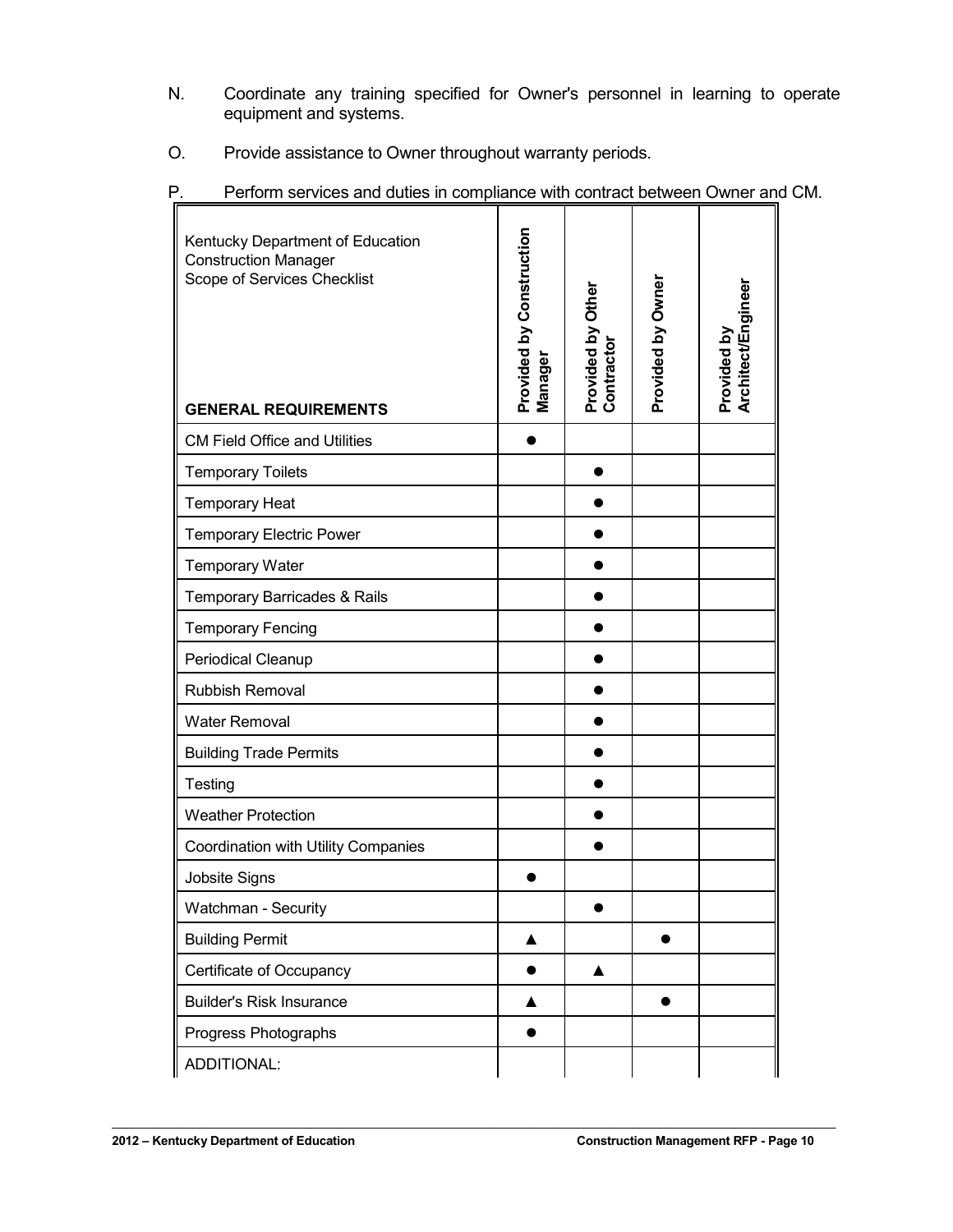N. Coordinate any training specified for Owner's personnel in learning to operate equipment and systems.

O. Provide assistance to Owner throughout warranty periods.

P. Perform services and duties in compliance with contract between Owner and CM.

| Kentucky Department of Education Construction Manager Scope of Services Checklist<br><br>**GENERAL REQUIREMENTS** | **Provided by Construction Manager** | **Provided by Other Contractor** | **Provided by Owner** | **Provided by Architect/Engineer** |
|---|---|---|---|---|
| CM Field Office and Utilities | ● | | | |
| Temporary Toilets | | ● | | |
| Temporary Heat | | ● | | |
| Temporary Electric Power | | ● | | |
| Temporary Water | | ● | | |
| Temporary Barricades & Rails | | ● | | |
| Temporary Fencing | | ● | | |
| Periodical Cleanup | | ● | | |
| Rubbish Removal | | ● | | |
| Water Removal | | ● | | |
| Building Trade Permits | | ● | | |
| Testing | | ● | | |
| Weather Protection | | ● | | |
| Coordination with Utility Companies | | ● | | |
| Jobsite Signs | ● | | | |
| Watchman - Security | | ● | | |
| Building Permit | ▲ | | ● | |
| Certificate of Occupancy | ● | ▲ | | |
| Builder's Risk Insurance | ▲ | | ● | |
| Progress Photographs | ● | | | |
| ADDITIONAL: | | | | |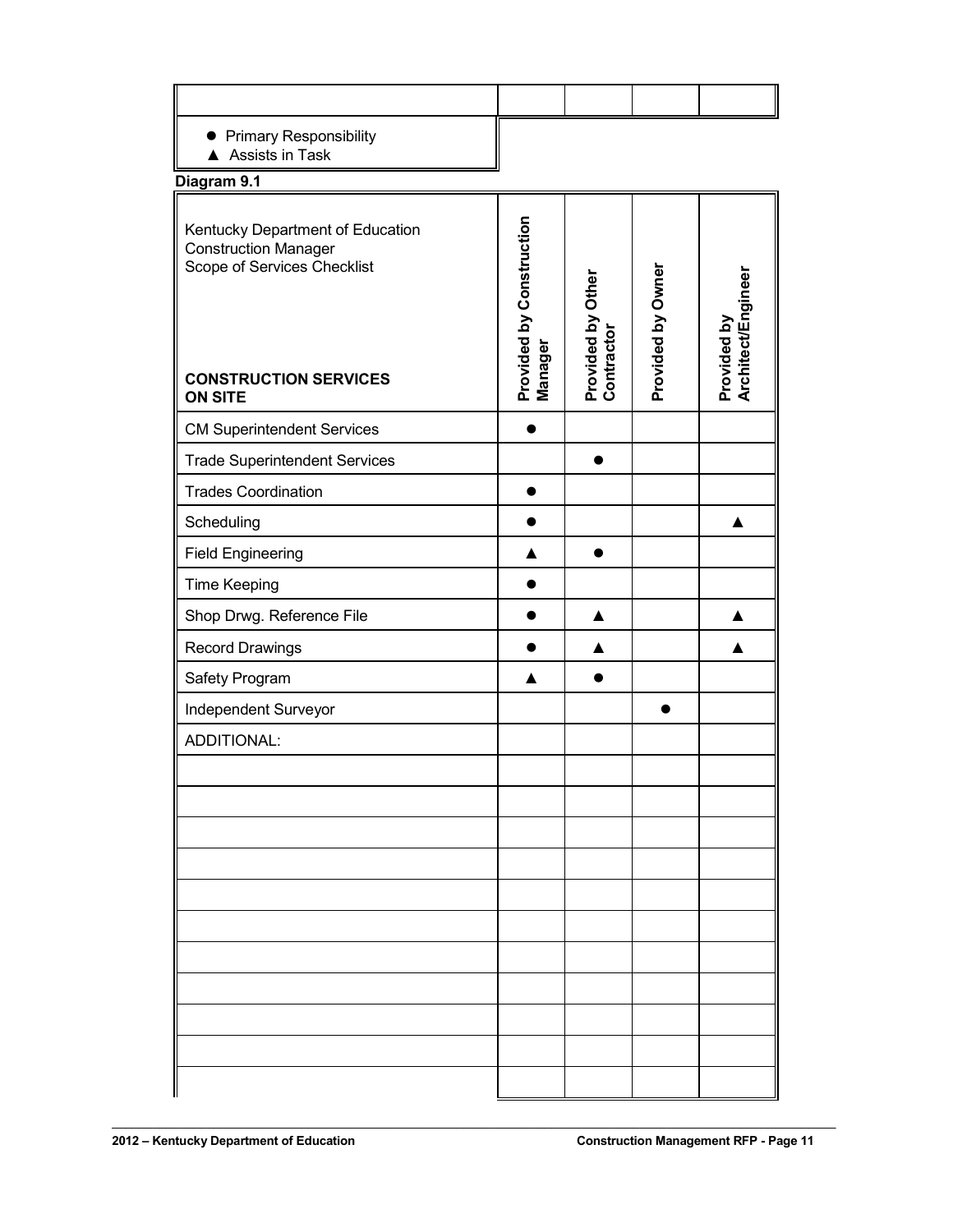| | | | | |
|---|---|---|---|---|
| | | | | |

● Primary Responsibility
▲ Assists in Task

**Diagram 9.1**

| Kentucky Department of Education Construction Manager Scope of Services Checklist<br><br>**CONSTRUCTION SERVICES ON SITE** | **Provided by Construction Manager** | **Provided by Other Contractor** | **Provided by Owner** | **Provided by Architect/Engineer** |
|---|---|---|---|---|
| CM Superintendent Services | ● | | | |
| Trade Superintendent Services | | ● | | |
| Trades Coordination | ● | | | |
| Scheduling | ● | | | ▲ |
| Field Engineering | ▲ | ● | | |
| Time Keeping | ● | | | |
| Shop Drwg. Reference File | ● | ▲ | | ▲ |
| Record Drawings | ● | ▲ | | ▲ |
| Safety Program | ▲ | ● | | |
| Independent Surveyor | | | ● | |
| ADDITIONAL: | | | | |
| | | | | |
| | | | | |
| | | | | |
| | | | | |
| | | | | |
| | | | | |
| | | | | |
| | | | | |
| | | | | |
| | | | | |
| | | | | |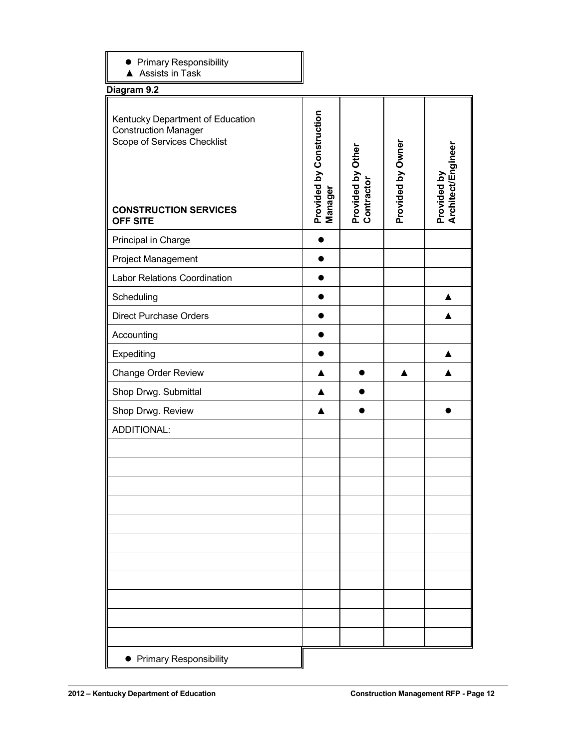- ● Primary Responsibility
- ▲ Assists in Task

**Diagram 9.2**

| Kentucky Department of Education Construction Manager Scope of Services Checklist<br><br>**CONSTRUCTION SERVICES OFF SITE** | **Provided by Construction Manager** | **Provided by Other Contractor** | **Provided by Owner** | **Provided by Architect/Engineer** |
|---|---|---|---|---|
| Principal in Charge | ● | | | |
| Project Management | ● | | | |
| Labor Relations Coordination | ● | | | |
| Scheduling | ● | | | ▲ |
| Direct Purchase Orders | ● | | | ▲ |
| Accounting | ● | | | |
| Expediting | ● | | | ▲ |
| Change Order Review | ▲ | ● | ▲ | ▲ |
| Shop Drwg. Submittal | ▲ | ● | | |
| Shop Drwg. Review | ▲ | ● | | ● |
| ADDITIONAL: | | | | |
| | | | | |
| | | | | |
| | | | | |
| | | | | |
| | | | | |
| | | | | |
| | | | | |
| | | | | |
| | | | | |
| | | | | |
| | | | | |

- ● Primary Responsibility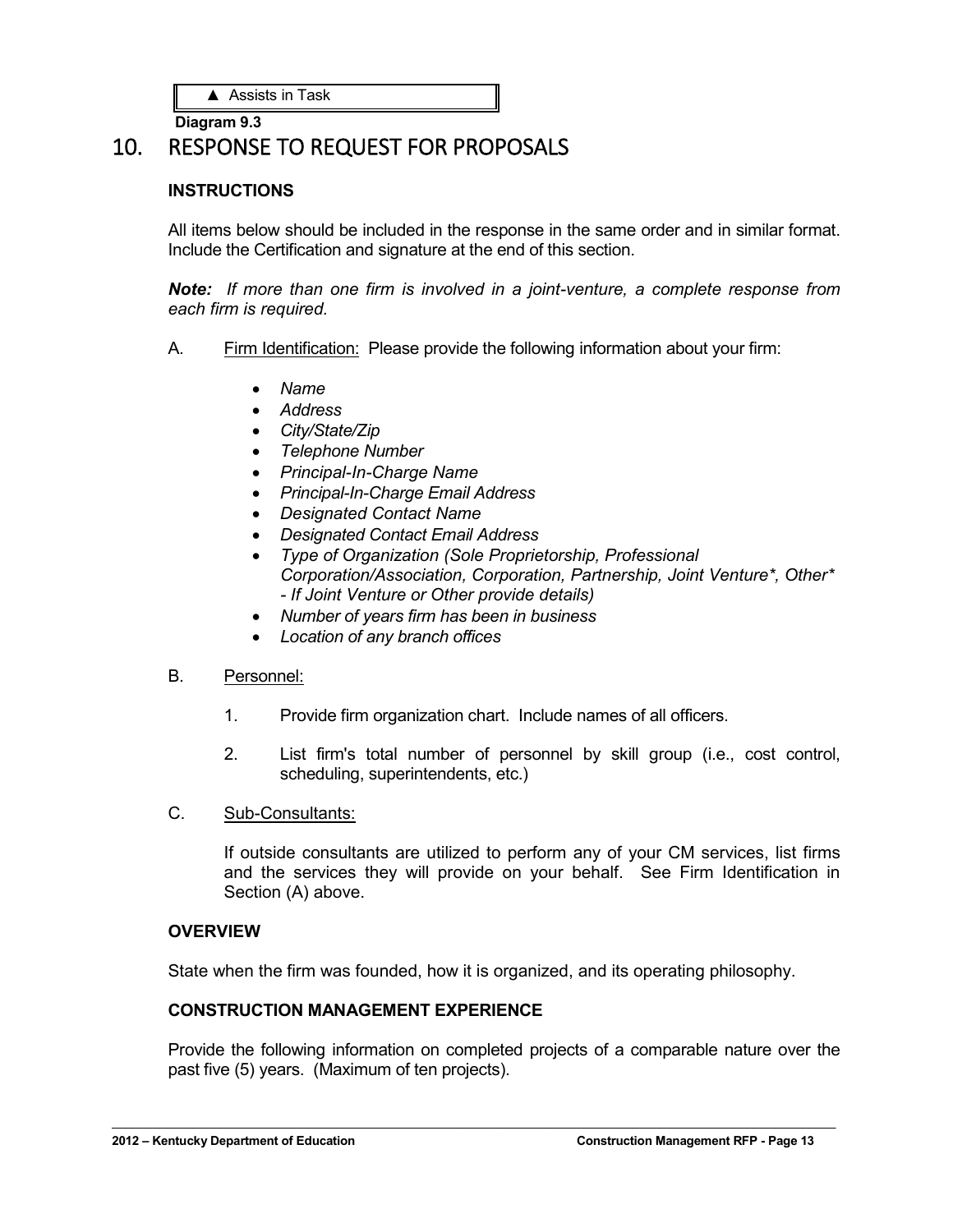| ▲ Assists in Task |
| --- |

**Diagram 9.3**

# 10. RESPONSE TO REQUEST FOR PROPOSALS

### INSTRUCTIONS

All items below should be included in the response in the same order and in similar format. Include the Certification and signature at the end of this section.

***Note:*** *If more than one firm is involved in a joint-venture, a complete response from each firm is required.*

A. Firm Identification: Please provide the following information about your firm:

- *Name*
- *Address*
- *City/State/Zip*
- *Telephone Number*
- *Principal-In-Charge Name*
- *Principal-In-Charge Email Address*
- *Designated Contact Name*
- *Designated Contact Email Address*
- *Type of Organization (Sole Proprietorship, Professional Corporation/Association, Corporation, Partnership, Joint Venture*, Other* - If Joint Venture or Other provide details)*
- *Number of years firm has been in business*
- *Location of any branch offices*

B. Personnel:

1. Provide firm organization chart. Include names of all officers.
2. List firm's total number of personnel by skill group (i.e., cost control, scheduling, superintendents, etc.)

C. Sub-Consultants:

If outside consultants are utilized to perform any of your CM services, list firms and the services they will provide on your behalf. See Firm Identification in Section (A) above.

### OVERVIEW

State when the firm was founded, how it is organized, and its operating philosophy.

### CONSTRUCTION MANAGEMENT EXPERIENCE

Provide the following information on completed projects of a comparable nature over the past five (5) years. (Maximum of ten projects).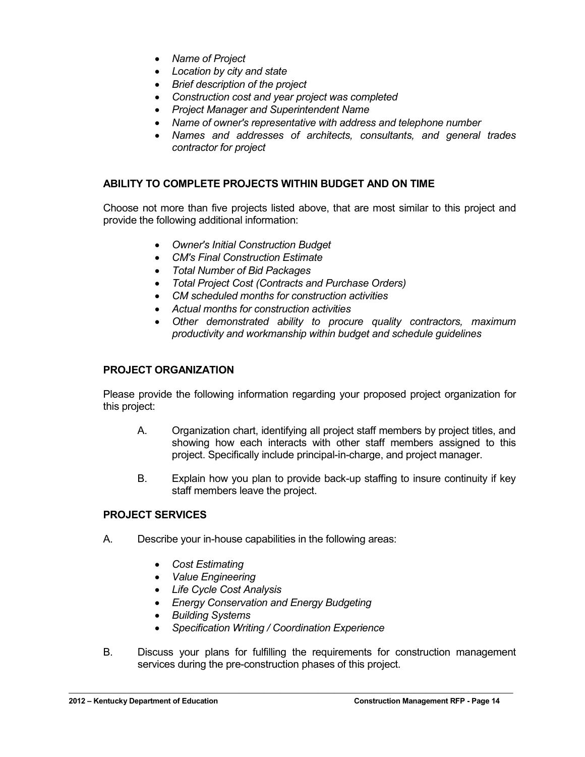- *Name of Project*
- *Location by city and state*
- *Brief description of the project*
- *Construction cost and year project was completed*
- *Project Manager and Superintendent Name*
- *Name of owner's representative with address and telephone number*
- *Names and addresses of architects, consultants, and general trades contractor for project*

## ABILITY TO COMPLETE PROJECTS WITHIN BUDGET AND ON TIME

Choose not more than five projects listed above, that are most similar to this project and provide the following additional information:

- *Owner's Initial Construction Budget*
- *CM's Final Construction Estimate*
- *Total Number of Bid Packages*
- *Total Project Cost (Contracts and Purchase Orders)*
- *CM scheduled months for construction activities*
- *Actual months for construction activities*
- *Other demonstrated ability to procure quality contractors, maximum productivity and workmanship within budget and schedule guidelines*

## PROJECT ORGANIZATION

Please provide the following information regarding your proposed project organization for this project:

A. Organization chart, identifying all project staff members by project titles, and showing how each interacts with other staff members assigned to this project. Specifically include principal-in-charge, and project manager.

B. Explain how you plan to provide back-up staffing to insure continuity if key staff members leave the project.

## PROJECT SERVICES

A. Describe your in-house capabilities in the following areas:

- *Cost Estimating*
- *Value Engineering*
- *Life Cycle Cost Analysis*
- *Energy Conservation and Energy Budgeting*
- *Building Systems*
- *Specification Writing / Coordination Experience*

B. Discuss your plans for fulfilling the requirements for construction management services during the pre-construction phases of this project.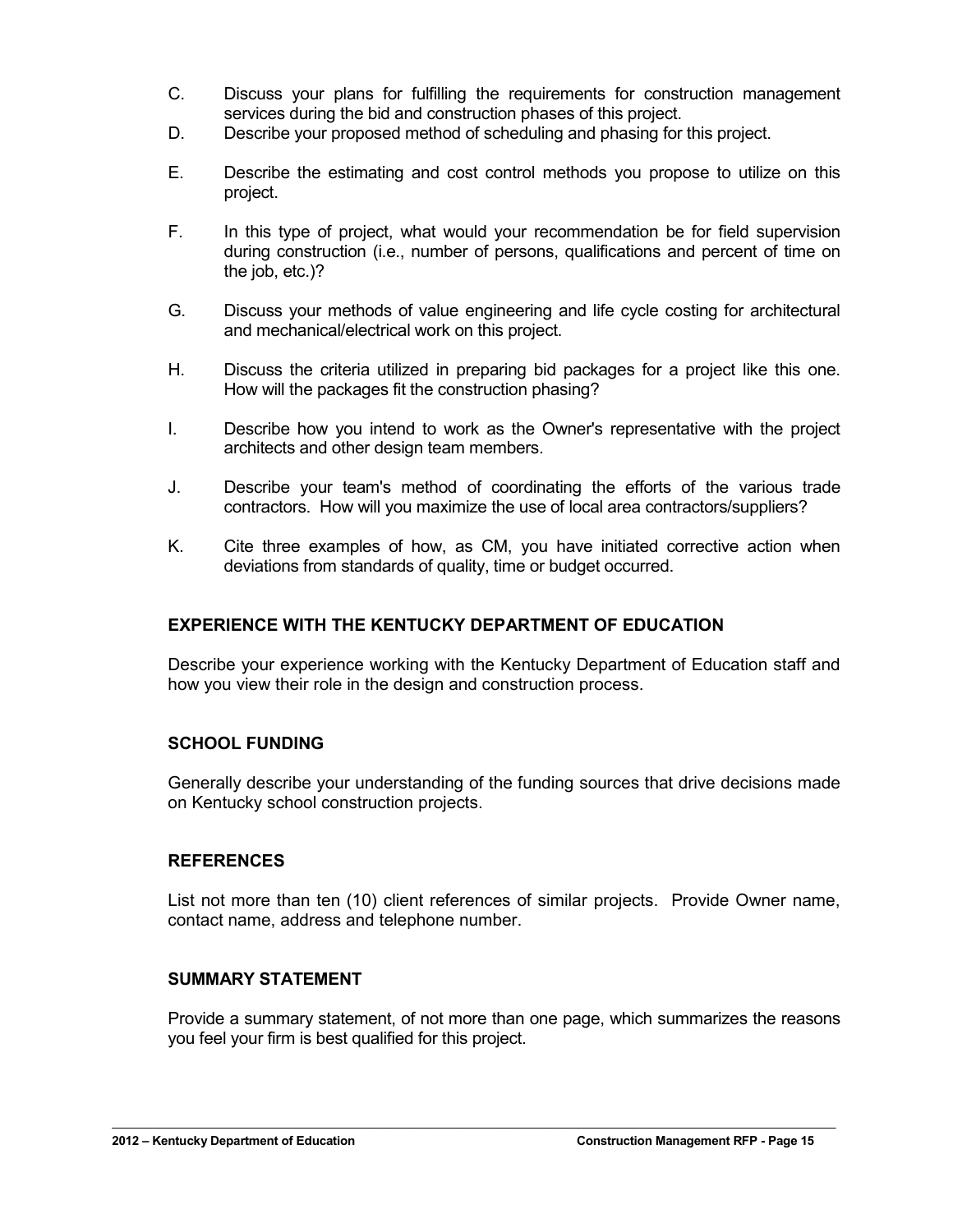C. Discuss your plans for fulfilling the requirements for construction management services during the bid and construction phases of this project.

D. Describe your proposed method of scheduling and phasing for this project.

E. Describe the estimating and cost control methods you propose to utilize on this project.

F. In this type of project, what would your recommendation be for field supervision during construction (i.e., number of persons, qualifications and percent of time on the job, etc.)?

G. Discuss your methods of value engineering and life cycle costing for architectural and mechanical/electrical work on this project.

H. Discuss the criteria utilized in preparing bid packages for a project like this one. How will the packages fit the construction phasing?

I. Describe how you intend to work as the Owner's representative with the project architects and other design team members.

J. Describe your team's method of coordinating the efforts of the various trade contractors. How will you maximize the use of local area contractors/suppliers?

K. Cite three examples of how, as CM, you have initiated corrective action when deviations from standards of quality, time or budget occurred.

**EXPERIENCE WITH THE KENTUCKY DEPARTMENT OF EDUCATION**

Describe your experience working with the Kentucky Department of Education staff and how you view their role in the design and construction process.

**SCHOOL FUNDING**

Generally describe your understanding of the funding sources that drive decisions made on Kentucky school construction projects.

**REFERENCES**

List not more than ten (10) client references of similar projects. Provide Owner name, contact name, address and telephone number.

**SUMMARY STATEMENT**

Provide a summary statement, of not more than one page, which summarizes the reasons you feel your firm is best qualified for this project.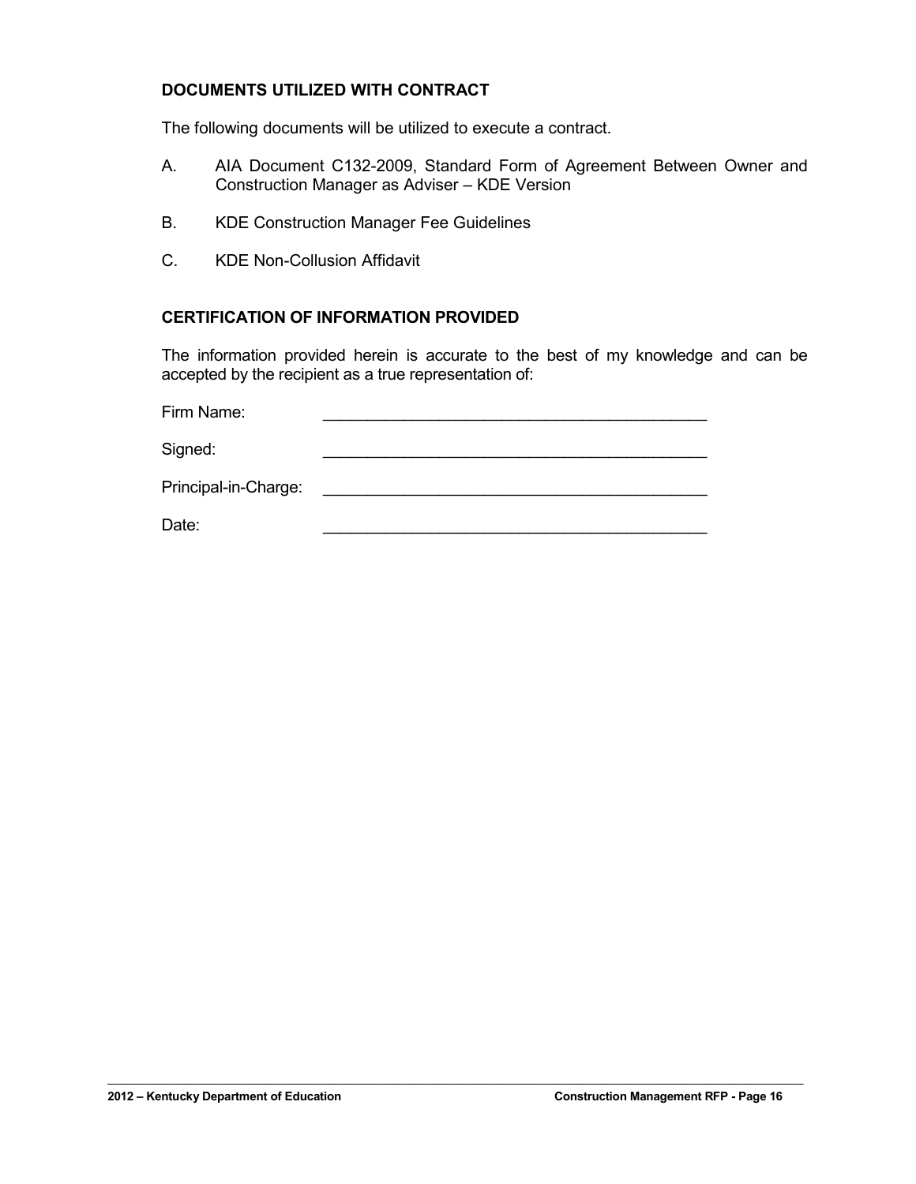## DOCUMENTS UTILIZED WITH CONTRACT

The following documents will be utilized to execute a contract.

A. AIA Document C132-2009, Standard Form of Agreement Between Owner and Construction Manager as Adviser – KDE Version

B. KDE Construction Manager Fee Guidelines

C. KDE Non-Collusion Affidavit

## CERTIFICATION OF INFORMATION PROVIDED

The information provided herein is accurate to the best of my knowledge and can be accepted by the recipient as a true representation of:

Firm Name: ____________________________________________

Signed: ____________________________________________

Principal-in-Charge: ____________________________________________

Date: ____________________________________________